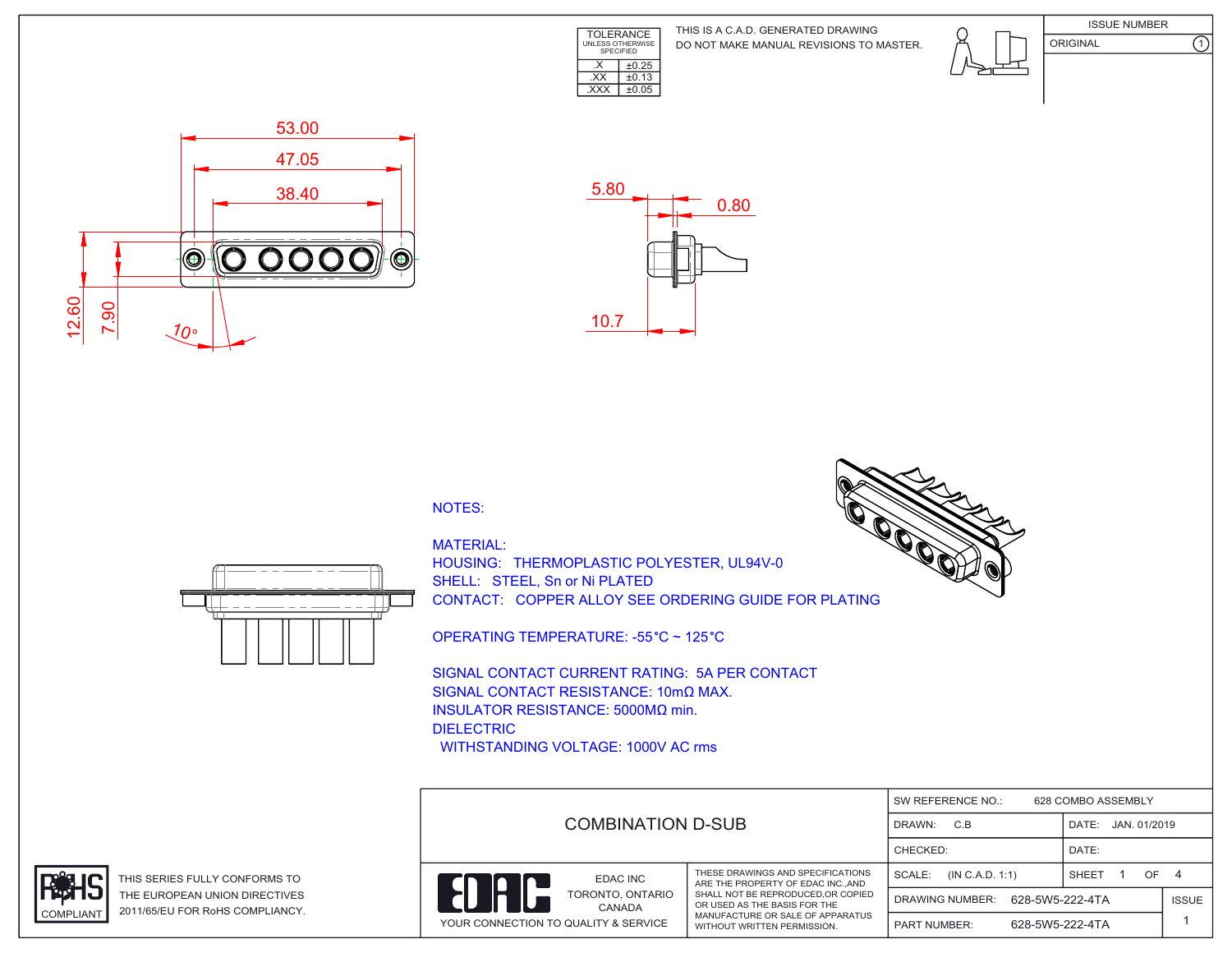| TOLERANCE UNLESS OTHERWISE SPECIFIED | |
|---|---|
| .X | ±0.25 |
| .XX | ±0.13 |
| .XXX | ±0.05 |

THIS IS A C.A.D. GENERATED DRAWING
DO NOT MAKE MANUAL REVISIONS TO MASTER.

| ISSUE NUMBER | |
|---|---|
| ORIGINAL | 1 |

53.00
47.05
38.40
12.60
7.90
10°

5.80
0.80
10.7

NOTES:

MATERIAL:
HOUSING: THERMOPLASTIC POLYESTER, UL94V-0
SHELL: STEEL, Sn or Ni PLATED
CONTACT: COPPER ALLOY SEE ORDERING GUIDE FOR PLATING

OPERATING TEMPERATURE: -55°C ~ 125°C

SIGNAL CONTACT CURRENT RATING: 5A PER CONTACT
SIGNAL CONTACT RESISTANCE: 10mΩ MAX.
INSULATOR RESISTANCE: 5000MΩ min.
DIELECTRIC
WITHSTANDING VOLTAGE: 1000V AC rms

RoHS COMPLIANT

THIS SERIES FULLY CONFORMS TO THE EUROPEAN UNION DIRECTIVES 2011/65/EU FOR RoHS COMPLIANCY.

COMBINATION D-SUB

EDAC
EDAC INC
TORONTO, ONTARIO
CANADA
YOUR CONNECTION TO QUALITY & SERVICE

THESE DRAWINGS AND SPECIFICATIONS ARE THE PROPERTY OF EDAC INC.,AND SHALL NOT BE REPRODUCED,OR COPIED OR USED AS THE BASIS FOR THE MANUFACTURE OR SALE OF APPARATUS WITHOUT WRITTEN PERMISSION.

| SW REFERENCE NO.: 628 COMBO ASSEMBLY | | |
|---|---|---|
| DRAWN: C.B | DATE: JAN. 01/2019 | |
| CHECKED: | DATE: | |
| SCALE: (IN C.A.D. 1:1) | SHEET 1 OF 4 | |
| DRAWING NUMBER: 628-5W5-222-4TA | | ISSUE |
| PART NUMBER: 628-5W5-222-4TA | | 1 |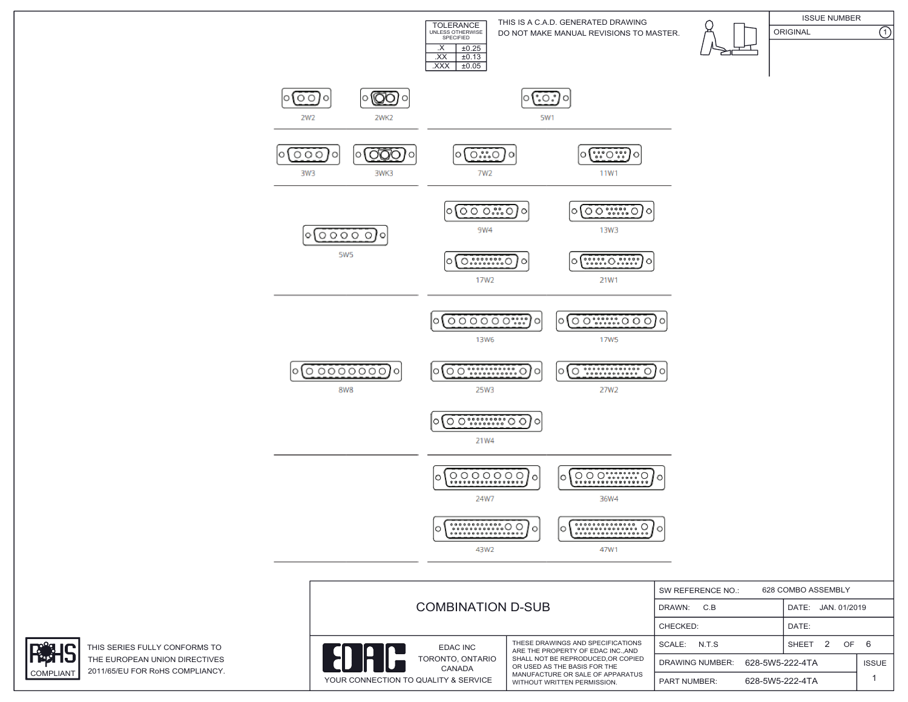| TOLERANCE UNLESS OTHERWISE SPECIFIED | |
|---|---|
| .X | ±0.25 |
| .XX | ±0.13 |
| .XXX | ±0.05 |

THIS IS A C.A.D. GENERATED DRAWING
DO NOT MAKE MANUAL REVISIONS TO MASTER.

| ISSUE NUMBER | |
|---|---|
| ORIGINAL | 1 |

2W2 · 2WK2 · 5W1

3W3 · 3WK3 · 7W2 · 11W1

5W5 · 9W4 · 13W3 · 17W2 · 21W1

13W6 · 17W5 · 8W8 · 25W3 · 27W2 · 21W4

24W7 · 36W4 · 43W2 · 47W1

# COMBINATION D-SUB

| | | | |
|---|---|---|---|
| SW REFERENCE NO.: | 628 COMBO ASSEMBLY | | |
| DRAWN: C.B | | DATE: JAN. 01/2019 | |
| CHECKED: | | DATE: | |
| SCALE: N.T.S | | SHEET 2 OF 6 | |
| DRAWING NUMBER: | 628-5W5-222-4TA | | ISSUE |
| PART NUMBER: | 628-5W5-222-4TA | | 1 |

EDAC INC
TORONTO, ONTARIO
CANADA

YOUR CONNECTION TO QUALITY & SERVICE

THESE DRAWINGS AND SPECIFICATIONS ARE THE PROPERTY OF EDAC INC.,AND SHALL NOT BE REPRODUCED,OR COPIED OR USED AS THE BASIS FOR THE MANUFACTURE OR SALE OF APPARATUS WITHOUT WRITTEN PERMISSION.

RoHS COMPLIANT

THIS SERIES FULLY CONFORMS TO THE EUROPEAN UNION DIRECTIVES 2011/65/EU FOR RoHS COMPLIANCY.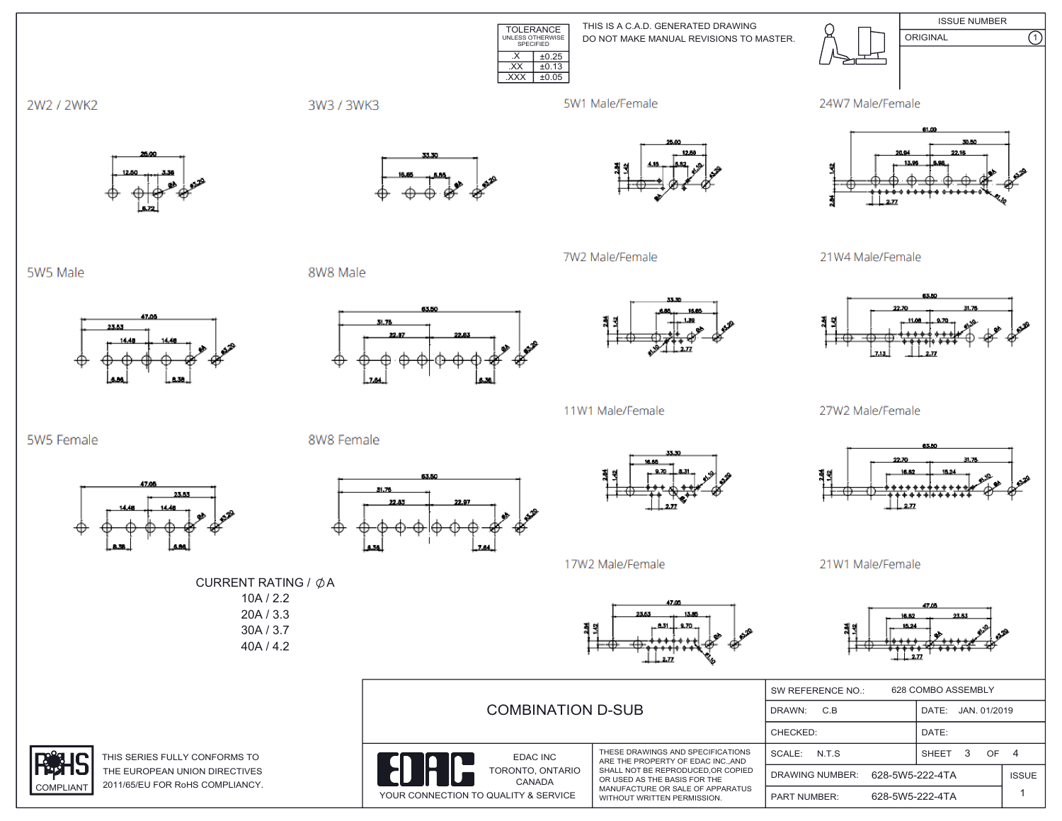| TOLERANCE UNLESS OTHERWISE SPECIFIED | |
|---|---|
| .X | ±0.25 |
| .XX | ±0.13 |
| .XXX | ±0.05 |

THIS IS A C.A.D. GENERATED DRAWING
DO NOT MAKE MANUAL REVISIONS TO MASTER.

| ISSUE NUMBER | |
|---|---|
| ORIGINAL | 1 |

## 2W2 / 2WK2

26.00, 12.50, 3.38, 6.72, ØA, Ø3.20

## 3W3 / 3WK3

33.30, 16.65, 6.86, ØA, Ø3.20

## 5W1 Male/Female

25.00, 12.50, 4.15, 5.52, 2.84, 1.42, Ø1.10, Ø3.20, ØA

## 24W7 Male/Female

61.09, 30.50, 26.94, 22.16, 13.96, 5.98, 1.42, 2.84, 2.77, ØA, Ø3.20, Ø1.10

## 5W5 Male

47.05, 23.53, 14.48, 14.48, 6.86, 8.38, ØA, Ø3.20

## 8W8 Male

63.50, 31.75, 22.97, 22.83, 7.64, 6.36, ØA, Ø3.20

## 7W2 Male/Female

33.30, 6.86, 16.65, 1.39, 2.84, 1.42, Ø1.10, 2.77, ØA, Ø3.20

## 21W4 Male/Female

63.50, 22.70, 31.75, 11.06, 9.70, 2.84, 1.42, 7.13, 2.77, Ø1.10, ØA, Ø3.20

## 11W1 Male/Female

33.30, 16.65, 9.70, 8.31, 2.84, 1.42, 2.77, Ø1.10, Ø3.20

## 27W2 Male/Female

63.50, 22.70, 31.75, 16.62, 15.24, 2.84, 1.42, 2.77, Ø1.10, ØA, Ø3.20

## 5W5 Female

47.05, 23.53, 14.48, 14.48, 8.38, 6.86, ØA, Ø3.20

## 8W8 Female

63.50, 31.75, 22.83, 22.97, 6.36, 7.64, ØA, Ø3.20

## 17W2 Male/Female

47.05, 23.53, 13.85, 8.31, 9.70, 2.84, 1.42, 2.77, ØA, Ø3.20, Ø1.10

## 21W1 Male/Female

47.05, 16.62, 23.53, 15.24, 2.84, 1.42, 2.77, ØA, Ø1.10, Ø3.20

CURRENT RATING / ∅A
10A / 2.2
20A / 3.3
30A / 3.7
40A / 4.2

RoHS COMPLIANT

THIS SERIES FULLY CONFORMS TO THE EUROPEAN UNION DIRECTIVES 2011/65/EU FOR RoHS COMPLIANCY.

COMBINATION D-SUB

EDAC INC
TORONTO, ONTARIO
CANADA
YOUR CONNECTION TO QUALITY & SERVICE

THESE DRAWINGS AND SPECIFICATIONS ARE THE PROPERTY OF EDAC INC.,AND SHALL NOT BE REPRODUCED,OR COPIED OR USED AS THE BASIS FOR THE MANUFACTURE OR SALE OF APPARATUS WITHOUT WRITTEN PERMISSION.

| SW REFERENCE NO.: 628 COMBO ASSEMBLY | | |
|---|---|---|
| DRAWN: C.B | DATE: JAN. 01/2019 | |
| CHECKED: | DATE: | |
| SCALE: N.T.S | SHEET 3 OF 4 | |
| DRAWING NUMBER: 628-5W5-222-4TA | | ISSUE |
| PART NUMBER: 628-5W5-222-4TA | | 1 |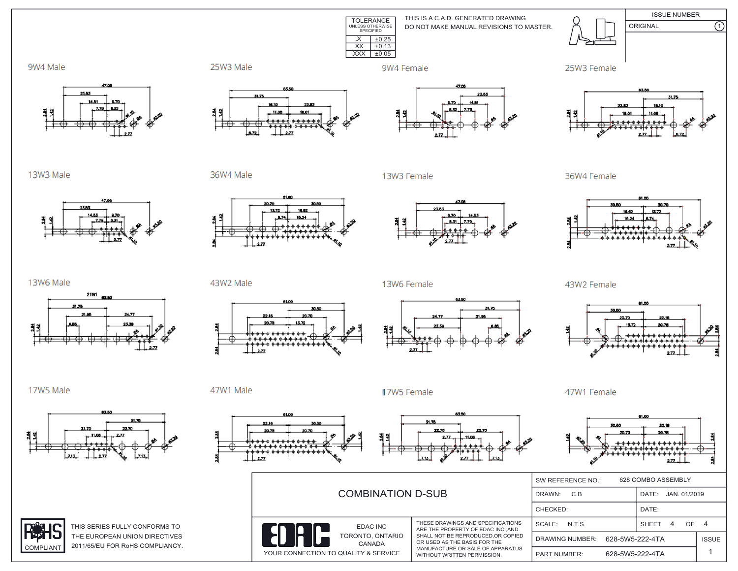| TOLERANCE UNLESS OTHERWISE SPECIFIED | |
|---|---|
| .X | ±0.25 |
| .XX | ±0.13 |
| .XXX | ±0.05 |

THIS IS A C.A.D. GENERATED DRAWING
DO NOT MAKE MANUAL REVISIONS TO MASTER.

| ISSUE NUMBER | |
|---|---|
| ORIGINAL | 1 |

9W4 Male

25W3 Male

9W4 Female

25W3 Female

13W3 Male

36W4 Male

13W3 Female

36W4 Female

13W6 Male

43W2 Male

13W6 Female

43W2 Female

17W5 Male

47W1 Male

17W5 Female

47W1 Female

RoHS COMPLIANT

THIS SERIES FULLY CONFORMS TO THE EUROPEAN UNION DIRECTIVES 2011/65/EU FOR RoHS COMPLIANCY.

COMBINATION D-SUB

EDAC

EDAC INC
TORONTO, ONTARIO
CANADA

YOUR CONNECTION TO QUALITY & SERVICE

THESE DRAWINGS AND SPECIFICATIONS ARE THE PROPERTY OF EDAC INC.,AND SHALL NOT BE REPRODUCED,OR COPIED OR USED AS THE BASIS FOR THE MANUFACTURE OR SALE OF APPARATUS WITHOUT WRITTEN PERMISSION.

| | | | |
|---|---|---|---|
| SW REFERENCE NO.: 628 COMBO ASSEMBLY | | | |
| DRAWN: C.B | | DATE: JAN. 01/2019 | |
| CHECKED: | | DATE: | |
| SCALE: N.T.S | | SHEET 4 OF 4 | |
| DRAWING NUMBER: | 628-5W5-222-4TA | | ISSUE |
| PART NUMBER: | 628-5W5-222-4TA | | 1 |